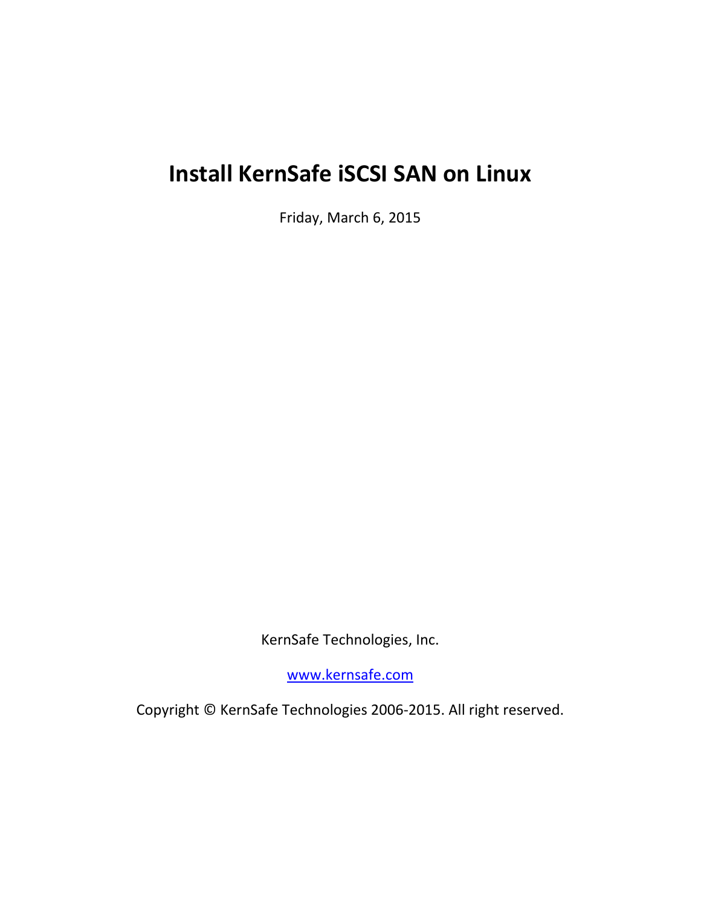# Install KernSafe iSCSI SAN on Linux

Friday, March 6, 2015

KernSafe Technologies, Inc.

[www.kernsafe.com](http://www.kernsafe.com)

Copyright © KernSafe Technologies 2006-2015. All right reserved.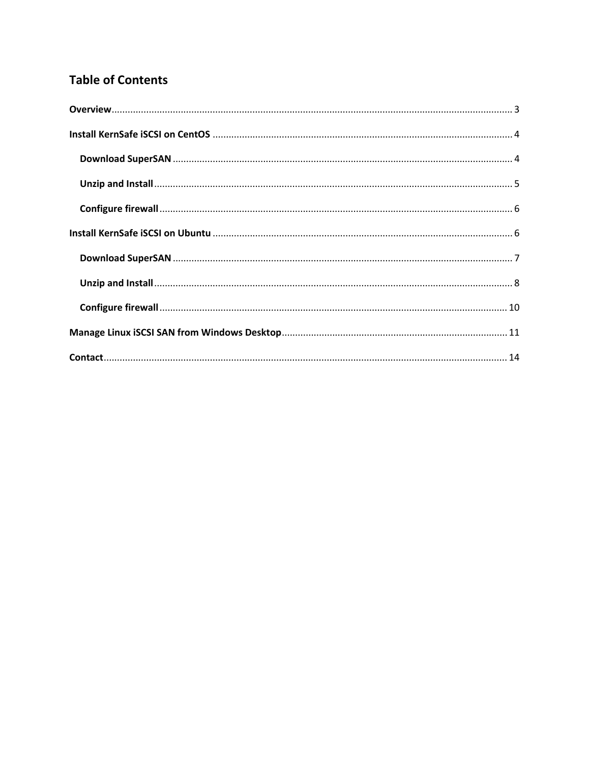# Table of Contents

**Overview** ..... 3

**Install KernSafe iSCSI on CentOS** ..... 4

- **Download SuperSAN** ..... 4
- **Unzip and Install** ..... 5
- **Configure firewall** ..... 6

**Install KernSafe iSCSI on Ubuntu** ..... 6

- **Download SuperSAN** ..... 7
- **Unzip and Install** ..... 8
- **Configure firewall** ..... 10

**Manage Linux iSCSI SAN from Windows Desktop** ..... 11

**Contact** ..... 14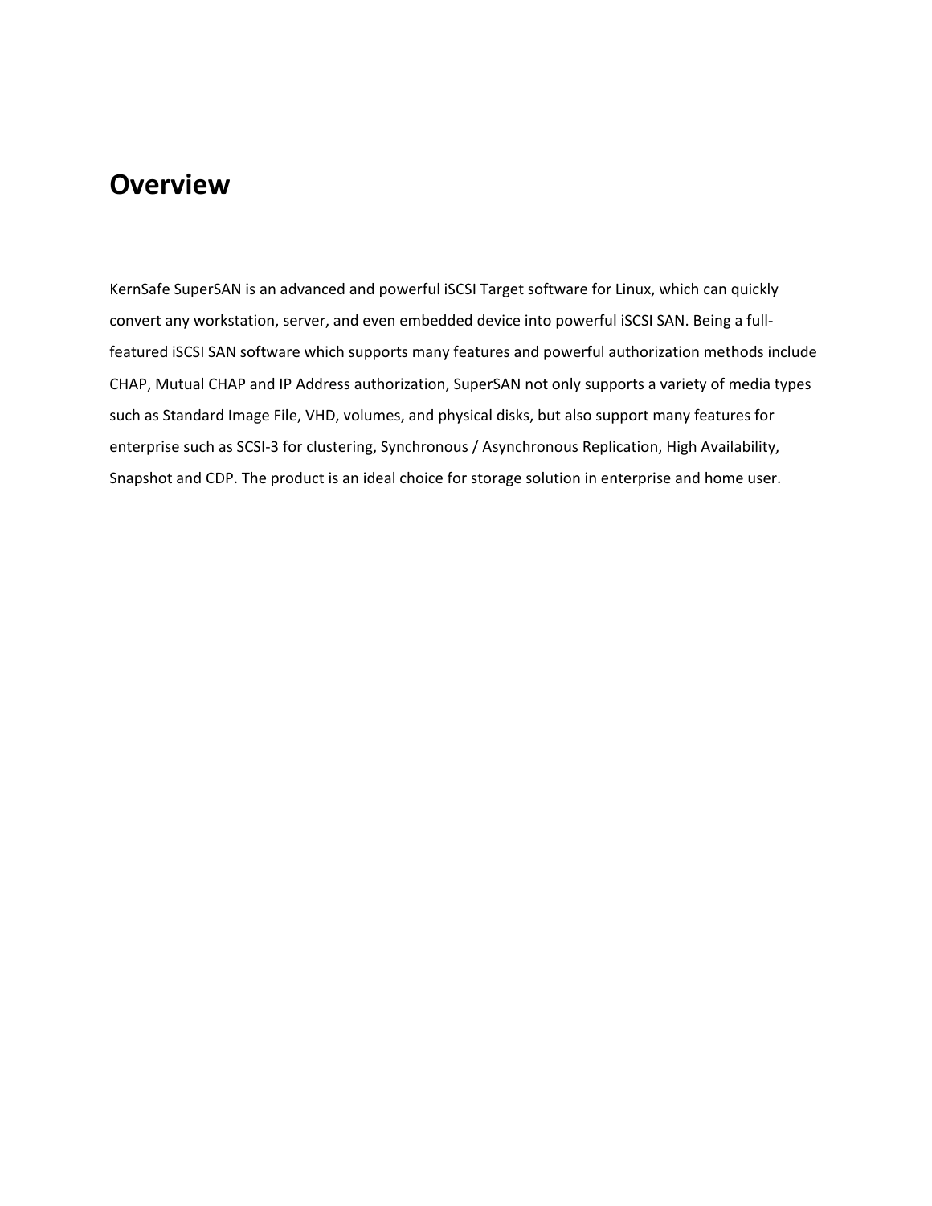# Overview

KernSafe SuperSAN is an advanced and powerful iSCSI Target software for Linux, which can quickly convert any workstation, server, and even embedded device into powerful iSCSI SAN. Being a full-featured iSCSI SAN software which supports many features and powerful authorization methods include CHAP, Mutual CHAP and IP Address authorization, SuperSAN not only supports a variety of media types such as Standard Image File, VHD, volumes, and physical disks, but also support many features for enterprise such as SCSI-3 for clustering, Synchronous / Asynchronous Replication, High Availability, Snapshot and CDP. The product is an ideal choice for storage solution in enterprise and home user.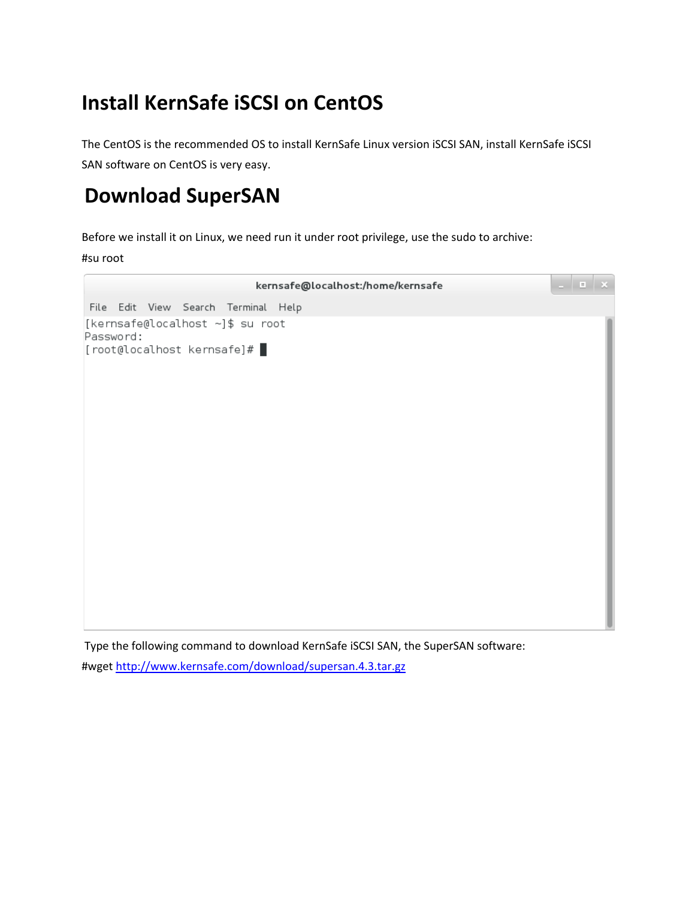# Install KernSafe iSCSI on CentOS

The CentOS is the recommended OS to install KernSafe Linux version iSCSI SAN, install KernSafe iSCSI SAN software on CentOS is very easy.

# Download SuperSAN

Before we install it on Linux, we need run it under root privilege, use the sudo to archive:

#su root

```
[kernsafe@localhost ~]$ su root
Password:
[root@localhost kernsafe]#
```

Type the following command to download KernSafe iSCSI SAN, the SuperSAN software:

#wget http://www.kernsafe.com/download/supersan.4.3.tar.gz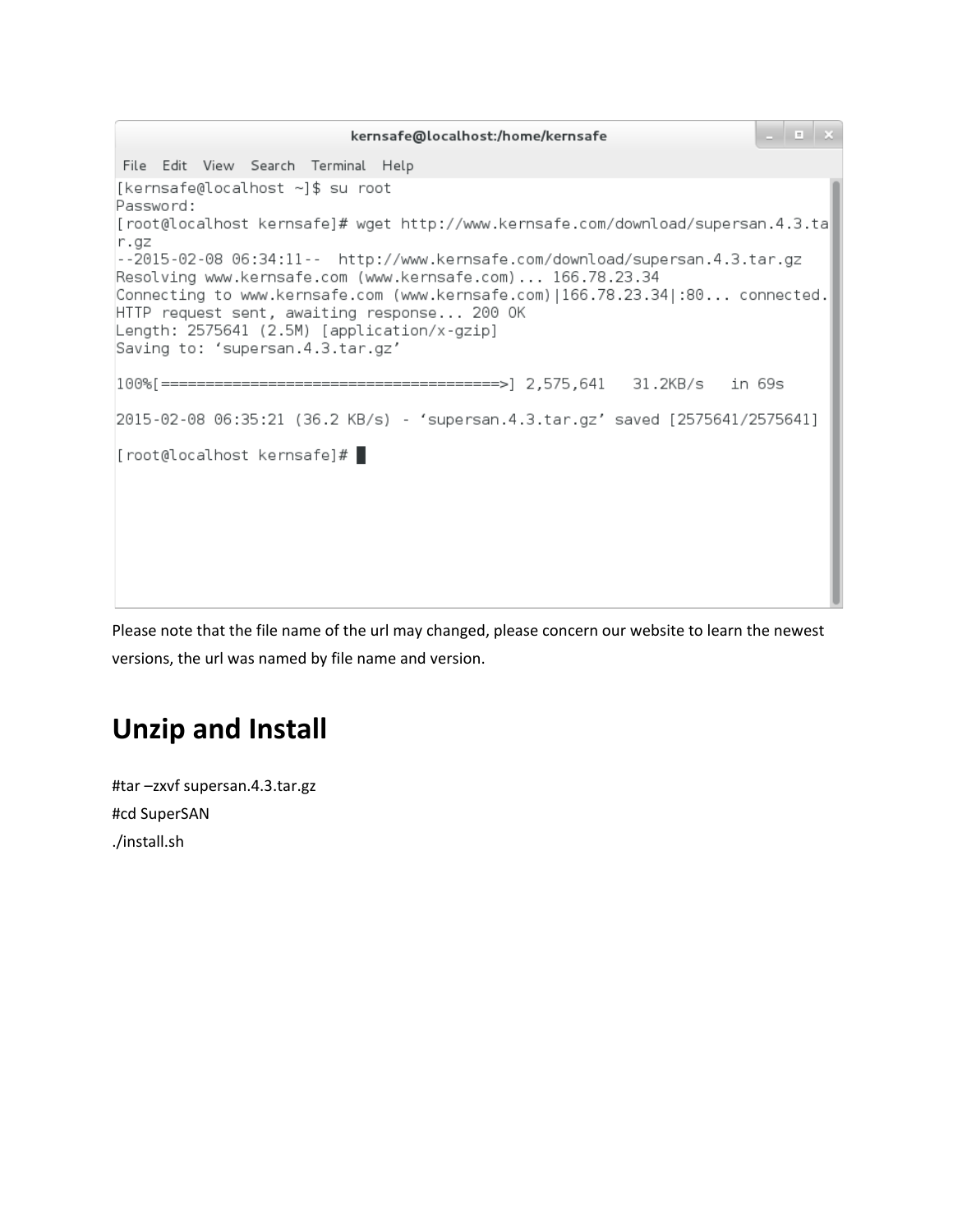```
[kernsafe@localhost ~]$ su root
Password:
[root@localhost kernsafe]# wget http://www.kernsafe.com/download/supersan.4.3.ta
r.gz
--2015-02-08 06:34:11--  http://www.kernsafe.com/download/supersan.4.3.tar.gz
Resolving www.kernsafe.com (www.kernsafe.com)... 166.78.23.34
Connecting to www.kernsafe.com (www.kernsafe.com)|166.78.23.34|:80... connected.
HTTP request sent, awaiting response... 200 OK
Length: 2575641 (2.5M) [application/x-gzip]
Saving to: 'supersan.4.3.tar.gz'

100%[=====================================>] 2,575,641   31.2KB/s   in 69s

2015-02-08 06:35:21 (36.2 KB/s) - 'supersan.4.3.tar.gz' saved [2575641/2575641]

[root@localhost kernsafe]#
```

Please note that the file name of the url may changed, please concern our website to learn the newest versions, the url was named by file name and version.

# Unzip and Install

#tar –zxvf supersan.4.3.tar.gz

#cd SuperSAN

./install.sh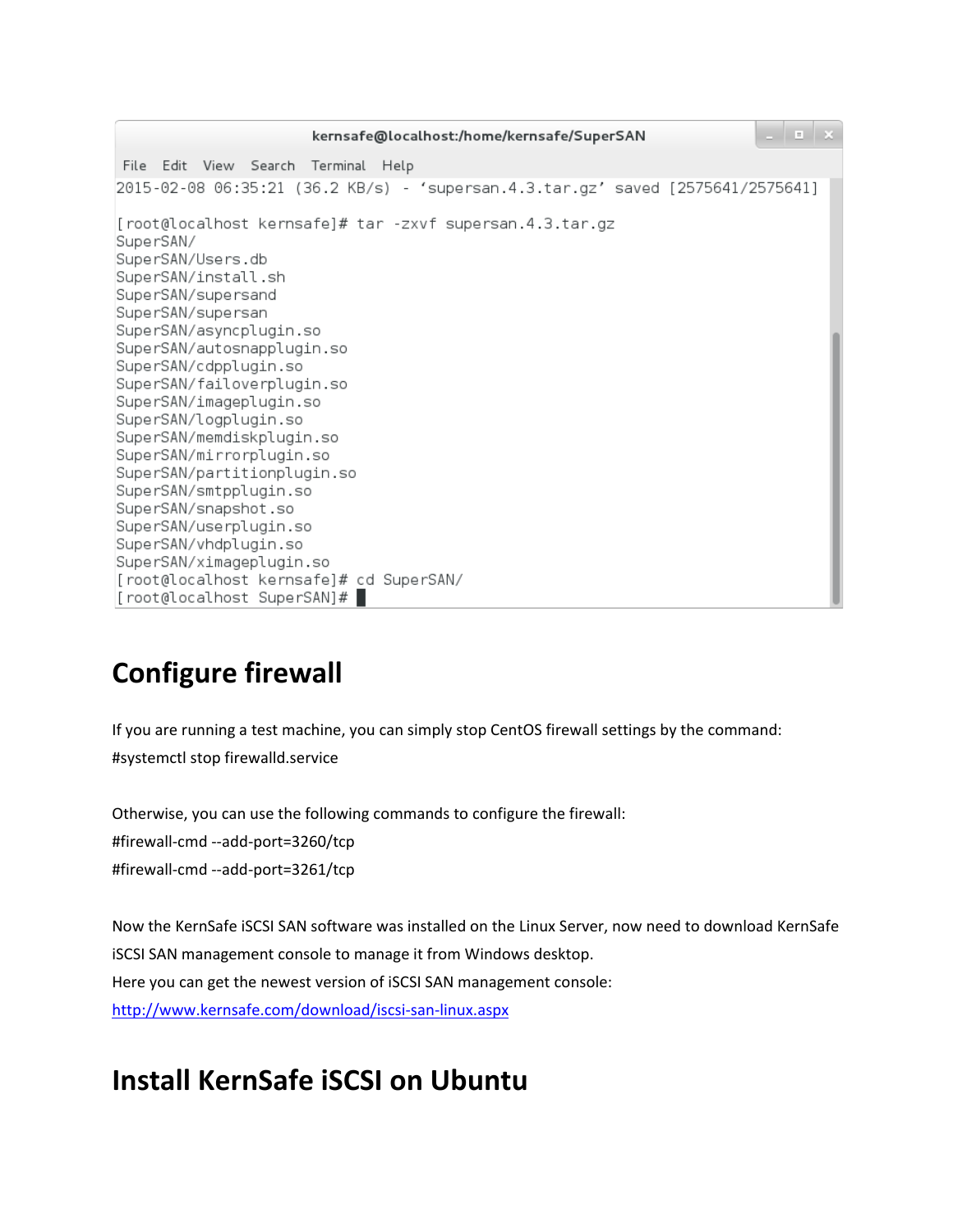```
kernsafe@localhost:/home/kernsafe/SuperSAN
File  Edit  View  Search  Terminal  Help
2015-02-08 06:35:21 (36.2 KB/s) - ‘supersan.4.3.tar.gz’ saved [2575641/2575641]

[root@localhost kernsafe]# tar -zxvf supersan.4.3.tar.gz
SuperSAN/
SuperSAN/Users.db
SuperSAN/install.sh
SuperSAN/supersand
SuperSAN/supersan
SuperSAN/asyncplugin.so
SuperSAN/autosnapplugin.so
SuperSAN/cdpplugin.so
SuperSAN/failoverplugin.so
SuperSAN/imageplugin.so
SuperSAN/logplugin.so
SuperSAN/memdiskplugin.so
SuperSAN/mirrorplugin.so
SuperSAN/partitionplugin.so
SuperSAN/smtpplugin.so
SuperSAN/snapshot.so
SuperSAN/userplugin.so
SuperSAN/vhdplugin.so
SuperSAN/ximageplugin.so
[root@localhost kernsafe]# cd SuperSAN/
[root@localhost SuperSAN]#
```

# Configure firewall

If you are running a test machine, you can simply stop CentOS firewall settings by the command:
#systemctl stop firewalld.service

Otherwise, you can use the following commands to configure the firewall:
#firewall-cmd --add-port=3260/tcp
#firewall-cmd --add-port=3261/tcp

Now the KernSafe iSCSI SAN software was installed on the Linux Server, now need to download KernSafe iSCSI SAN management console to manage it from Windows desktop.
Here you can get the newest version of iSCSI SAN management console:
http://www.kernsafe.com/download/iscsi-san-linux.aspx

# Install KernSafe iSCSI on Ubuntu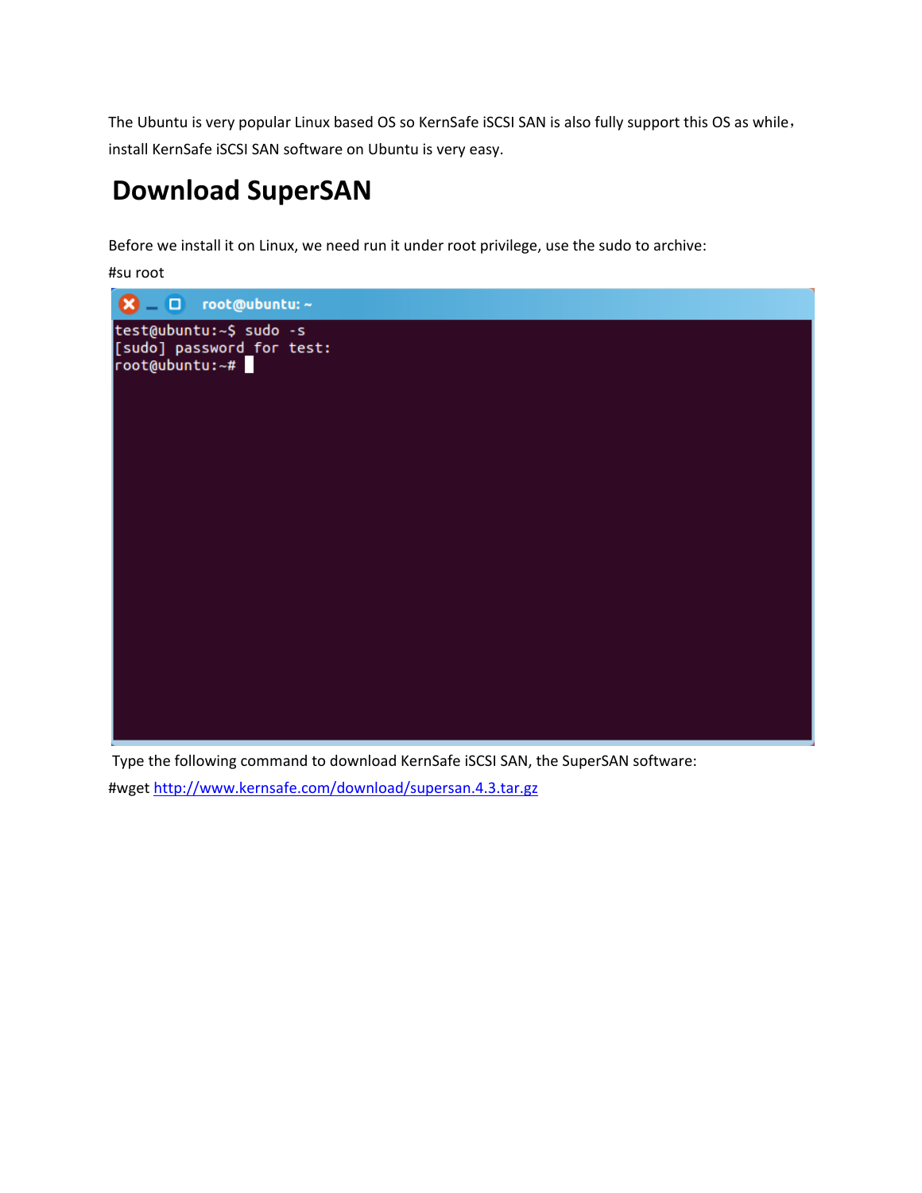The Ubuntu is very popular Linux based OS so KernSafe iSCSI SAN is also fully support this OS as while, install KernSafe iSCSI SAN software on Ubuntu is very easy.

# Download SuperSAN

Before we install it on Linux, we need run it under root privilege, use the sudo to archive:

#su root

```
test@ubuntu:~$ sudo -s
[sudo] password for test:
root@ubuntu:~#
```

Type the following command to download KernSafe iSCSI SAN, the SuperSAN software:

#wget http://www.kernsafe.com/download/supersan.4.3.tar.gz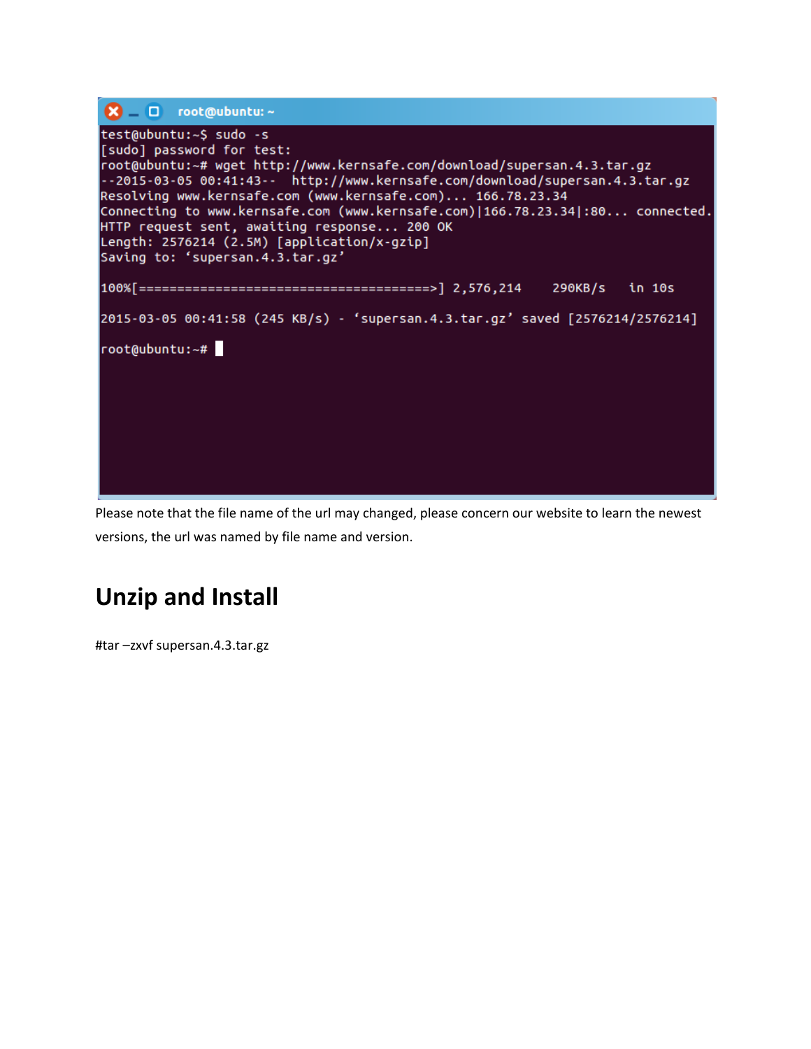```
test@ubuntu:~$ sudo -s
[sudo] password for test:
root@ubuntu:~# wget http://www.kernsafe.com/download/supersan.4.3.tar.gz
--2015-03-05 00:41:43--  http://www.kernsafe.com/download/supersan.4.3.tar.gz
Resolving www.kernsafe.com (www.kernsafe.com)... 166.78.23.34
Connecting to www.kernsafe.com (www.kernsafe.com)|166.78.23.34|:80... connected.
HTTP request sent, awaiting response... 200 OK
Length: 2576214 (2.5M) [application/x-gzip]
Saving to: 'supersan.4.3.tar.gz'

100%[=====================================>] 2,576,214    290KB/s   in 10s

2015-03-05 00:41:58 (245 KB/s) - 'supersan.4.3.tar.gz' saved [2576214/2576214]

root@ubuntu:~#
```

Please note that the file name of the url may changed, please concern our website to learn the newest versions, the url was named by file name and version.

## Unzip and Install

#tar –zxvf supersan.4.3.tar.gz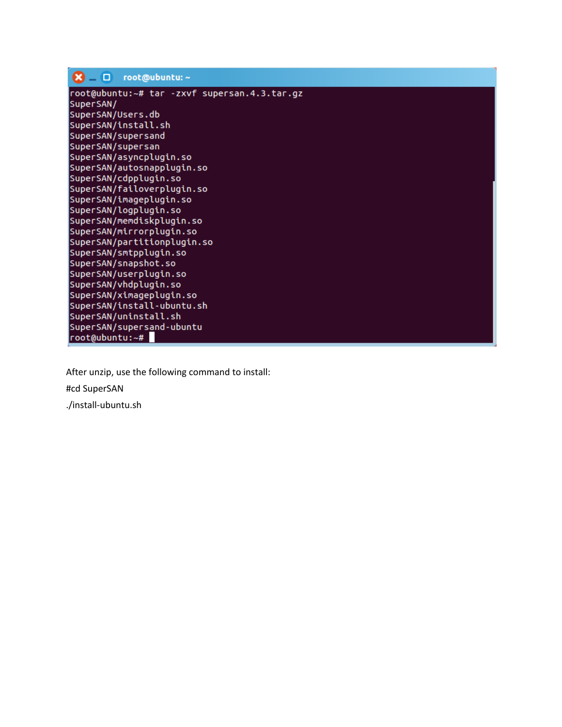```
root@ubuntu:~# tar -zxvf supersan.4.3.tar.gz
SuperSAN/
SuperSAN/Users.db
SuperSAN/install.sh
SuperSAN/supersand
SuperSAN/supersan
SuperSAN/asyncplugin.so
SuperSAN/autosnapplugin.so
SuperSAN/cdpplugin.so
SuperSAN/failoverplugin.so
SuperSAN/imageplugin.so
SuperSAN/logplugin.so
SuperSAN/memdiskplugin.so
SuperSAN/mirrorplugin.so
SuperSAN/partitionplugin.so
SuperSAN/smtpplugin.so
SuperSAN/snapshot.so
SuperSAN/userplugin.so
SuperSAN/vhdplugin.so
SuperSAN/ximageplugin.so
SuperSAN/install-ubuntu.sh
SuperSAN/uninstall.sh
SuperSAN/supersand-ubuntu
root@ubuntu:~#
```

After unzip, use the following command to install:

#cd SuperSAN

./install-ubuntu.sh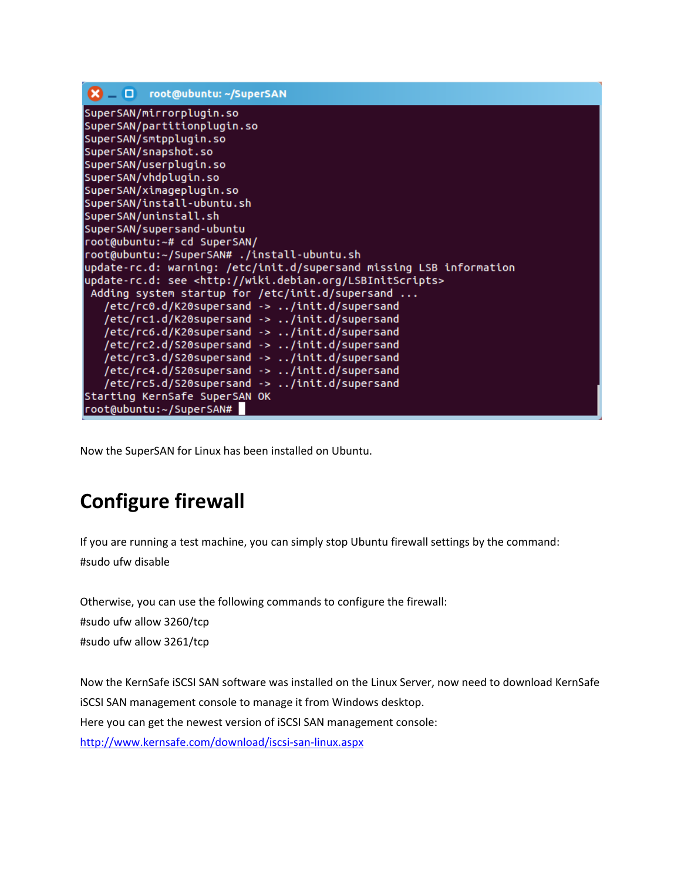```
SuperSAN/mirrorplugin.so
SuperSAN/partitionplugin.so
SuperSAN/smtpplugin.so
SuperSAN/snapshot.so
SuperSAN/userplugin.so
SuperSAN/vhdplugin.so
SuperSAN/ximageplugin.so
SuperSAN/install-ubuntu.sh
SuperSAN/uninstall.sh
SuperSAN/supersand-ubuntu
root@ubuntu:~# cd SuperSAN/
root@ubuntu:~/SuperSAN# ./install-ubuntu.sh
update-rc.d: warning: /etc/init.d/supersand missing LSB information
update-rc.d: see <http://wiki.debian.org/LSBInitScripts>
 Adding system startup for /etc/init.d/supersand ...
   /etc/rc0.d/K20supersand -> ../init.d/supersand
   /etc/rc1.d/K20supersand -> ../init.d/supersand
   /etc/rc6.d/K20supersand -> ../init.d/supersand
   /etc/rc2.d/S20supersand -> ../init.d/supersand
   /etc/rc3.d/S20supersand -> ../init.d/supersand
   /etc/rc4.d/S20supersand -> ../init.d/supersand
   /etc/rc5.d/S20supersand -> ../init.d/supersand
Starting KernSafe SuperSAN OK
root@ubuntu:~/SuperSAN#
```

Now the SuperSAN for Linux has been installed on Ubuntu.

# Configure firewall

If you are running a test machine, you can simply stop Ubuntu firewall settings by the command:

#sudo ufw disable

Otherwise, you can use the following commands to configure the firewall:

#sudo ufw allow 3260/tcp

#sudo ufw allow 3261/tcp

Now the KernSafe iSCSI SAN software was installed on the Linux Server, now need to download KernSafe iSCSI SAN management console to manage it from Windows desktop.

Here you can get the newest version of iSCSI SAN management console:

[http://www.kernsafe.com/download/iscsi-san-linux.aspx](http://www.kernsafe.com/download/iscsi-san-linux.aspx)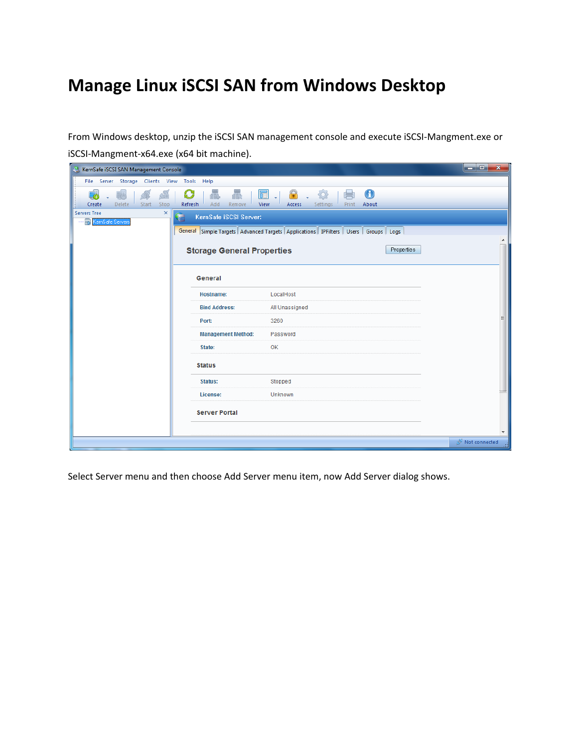# Manage Linux iSCSI SAN from Windows Desktop

From Windows desktop, unzip the iSCSI SAN management console and execute iSCSI-Mangment.exe or iSCSI-Mangment-x64.exe (x64 bit machine).

Select Server menu and then choose Add Server menu item, now Add Server dialog shows.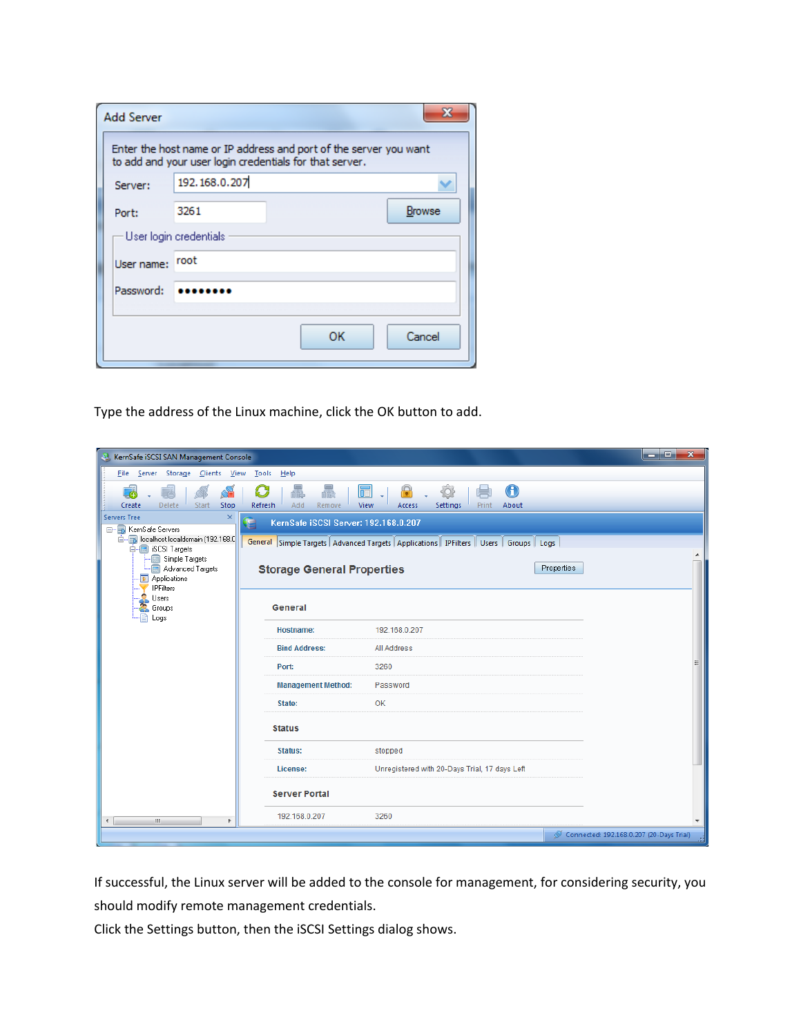Type the address of the Linux machine, click the OK button to add.

If successful, the Linux server will be added to the console for management, for considering security, you should modify remote management credentials.

Click the Settings button, then the iSCSI Settings dialog shows.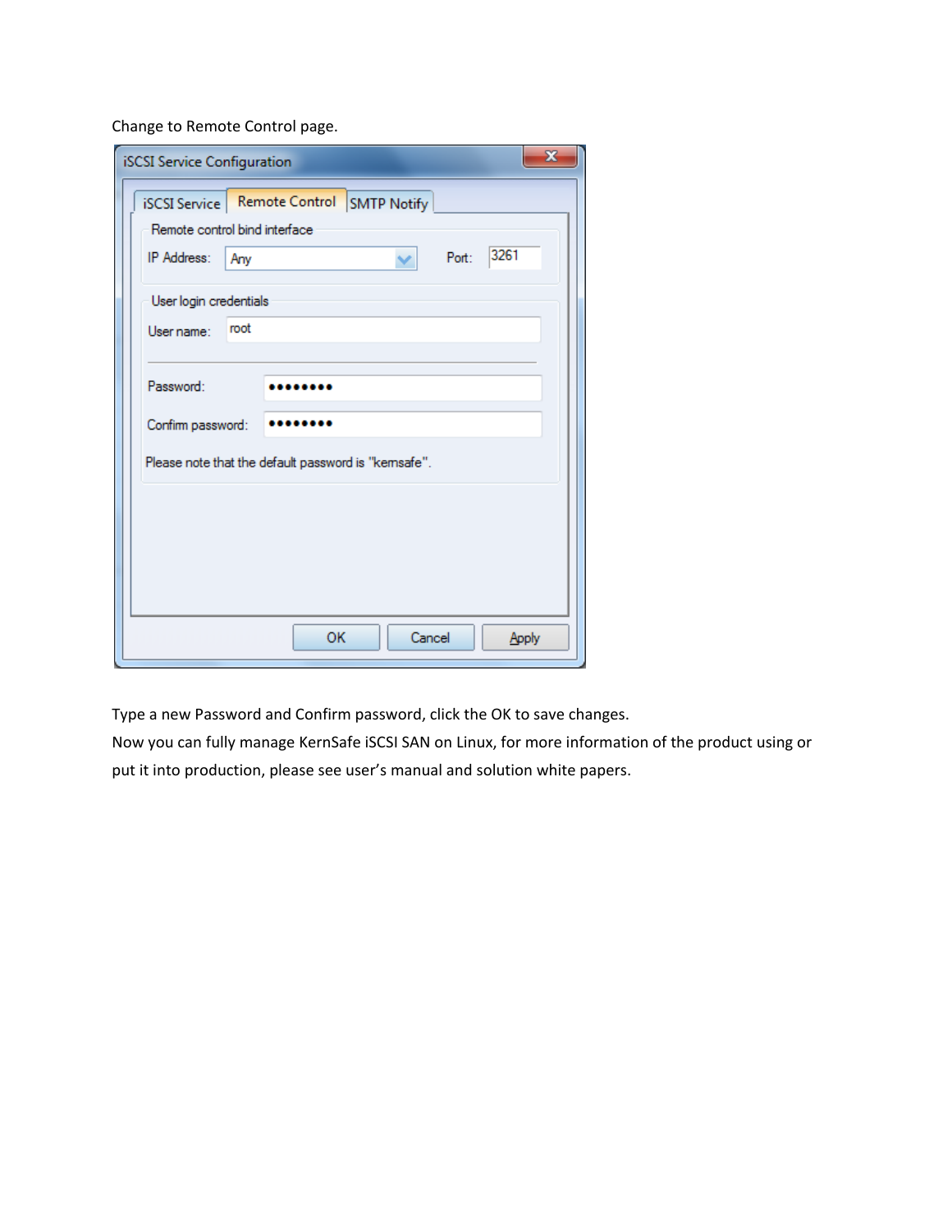Change to Remote Control page.

iSCSI Service Configuration

iSCSI Service | Remote Control | SMTP Notify

Remote control bind interface

IP Address: Any    Port: 3261

User login credentials

User name: root

Password: ••••••••

Confirm password: ••••••••

Please note that the default password is "kernsafe".

OK | Cancel | Apply

Type a new Password and Confirm password, click the OK to save changes.

Now you can fully manage KernSafe iSCSI SAN on Linux, for more information of the product using or put it into production, please see user's manual and solution white papers.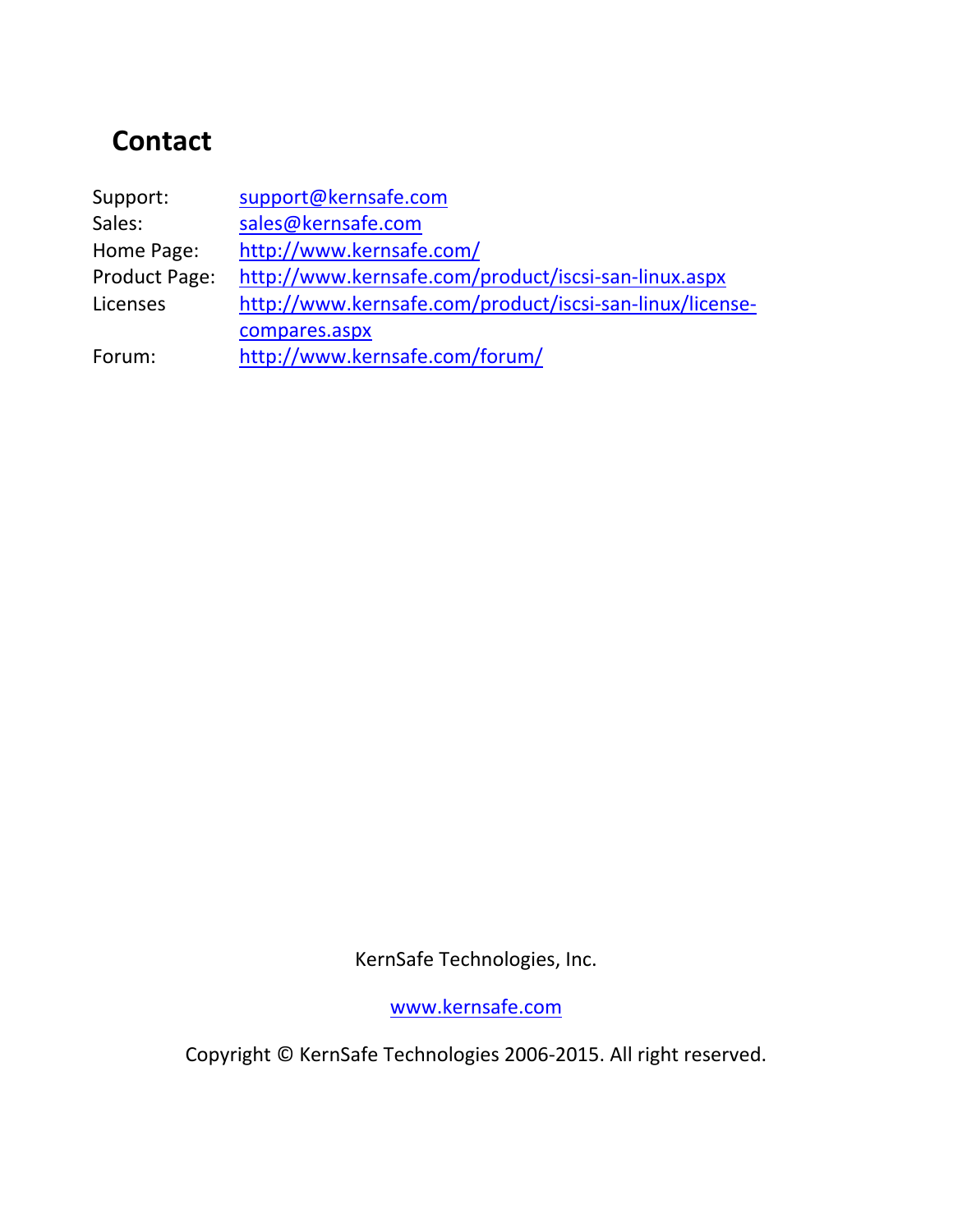## Contact

| | |
|---|---|
| Support: | support@kernsafe.com |
| Sales: | sales@kernsafe.com |
| Home Page: | http://www.kernsafe.com/ |
| Product Page: | http://www.kernsafe.com/product/iscsi-san-linux.aspx |
| Licenses | http://www.kernsafe.com/product/iscsi-san-linux/license-compares.aspx |
| Forum: | http://www.kernsafe.com/forum/ |

KernSafe Technologies, Inc.

www.kernsafe.com

Copyright © KernSafe Technologies 2006-2015. All right reserved.